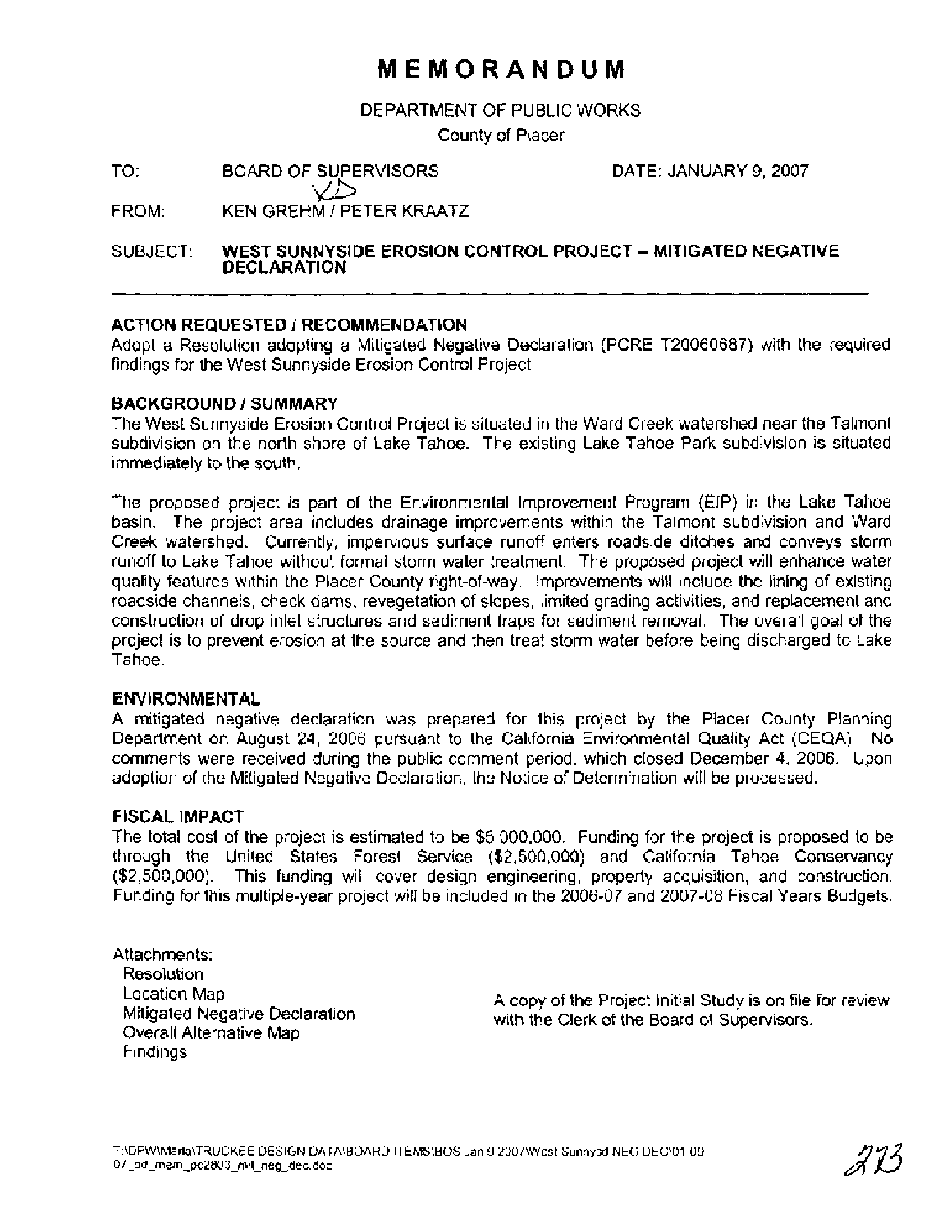# MEMORANDUM

DEPARTMENT OF PUBLIC WORKS

County of Placer

TO: BOARD OF SUPERVISORS DATE: JANUARY 9, 2007

FROM: KEN GREHM / PETER KRAATZ

SUBJECT: **WEST SUNNYSIDE EROSION CONTROL PROJECT -- MITIGATED NEGATIVE DECLARATION**

---

### ACTION REQUESTED / RECOMMENDATION

Adopt a Resolution adopting a Mitigated Negative Declaration (PCRE T20060687) with the required findings for the West Sunnyside Erosion Control Project.

### BACKGROUND / SUMMARY

The West Sunnyside Erosion Control Project is situated in the Ward Creek watershed near the Talmont subdivision on the north shore of Lake Tahoe. The existing Lake Tahoe Park subdivision is situated immediately to the south.

The proposed project is part of the Environmental Improvement Program (EIP) in the Lake Tahoe basin. The project area includes drainage improvements within the Talmont subdivision and Ward Creek watershed. Currently, impervious surface runoff enters roadside ditches and conveys storm runoff to Lake Tahoe without formal storm water treatment. The proposed project will enhance water quality features within the Placer County right-of-way. Improvements will include the lining of existing roadside channels, check dams, revegetation of slopes, limited grading activities, and replacement and construction of drop inlet structures and sediment traps for sediment removal. The overall goal of the project is to prevent erosion at the source and then treat storm water before being discharged to Lake Tahoe.

### ENVIRONMENTAL

A mitigated negative declaration was prepared for this project by the Placer County Planning Department on August 24, 2006 pursuant to the California Environmental Quality Act (CEQA). No comments were received during the public comment period, which closed December 4, 2006. Upon adoption of the Mitigated Negative Declaration, the Notice of Determination will be processed.

### FISCAL IMPACT

The total cost of the project is estimated to be $5,000,000. Funding for the project is proposed to be through the United States Forest Service ($2,500,000) and California Tahoe Conservancy ($2,500,000). This funding will cover design engineering, property acquisition, and construction. Funding for this multiple-year project will be included in the 2006-07 and 2007-08 Fiscal Years Budgets.

Attachments:
- Resolution
- Location Map
- Mitigated Negative Declaration
- Overall Alternative Map
- Findings

A copy of the Project Initial Study is on file for review with the Clerk of the Board of Supervisors.

T:\DPW\Marla\TRUCKEE DESIGN DATA\BOARD ITEMS\BOS Jan 9 2007\West Sunnysd NEG DEC\01-09-07_bd_mem_pc2803_mit_neg_dec.doc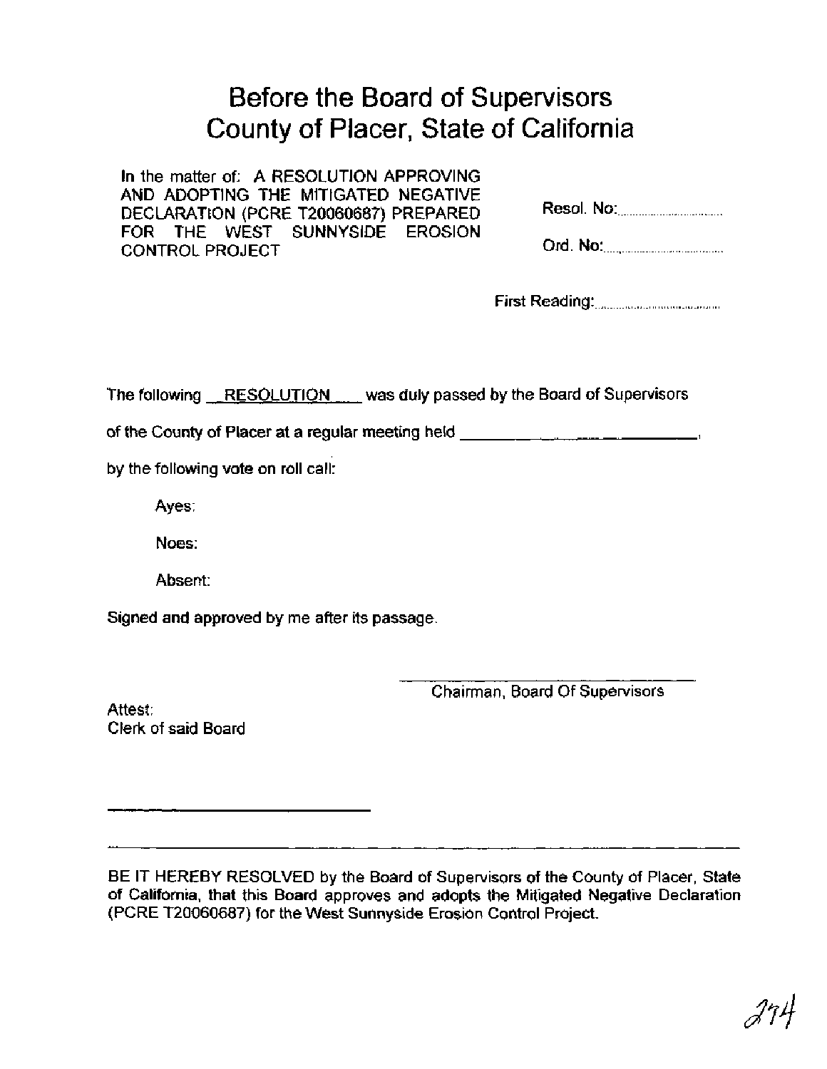# Before the Board of Supervisors
# County of Placer, State of California

In the matter of: A RESOLUTION APPROVING AND ADOPTING THE MITIGATED NEGATIVE DECLARATION (PCRE T20060687) PREPARED FOR THE WEST SUNNYSIDE EROSION CONTROL PROJECT

Resol. No: ..........................

Ord. No: ..........................

First Reading: ..........................

The following RESOLUTION was duly passed by the Board of Supervisors

of the County of Placer at a regular meeting held ______________________,

by the following vote on roll call:

Ayes:

Noes:

Absent:

Signed and approved by me after its passage.

______________________________
Chairman, Board Of Supervisors

Attest:
Clerk of said Board

______________________________

---

BE IT HEREBY RESOLVED by the Board of Supervisors of the County of Placer, State of California, that this Board approves and adopts the Mitigated Negative Declaration (PCRE T20060687) for the West Sunnyside Erosion Control Project.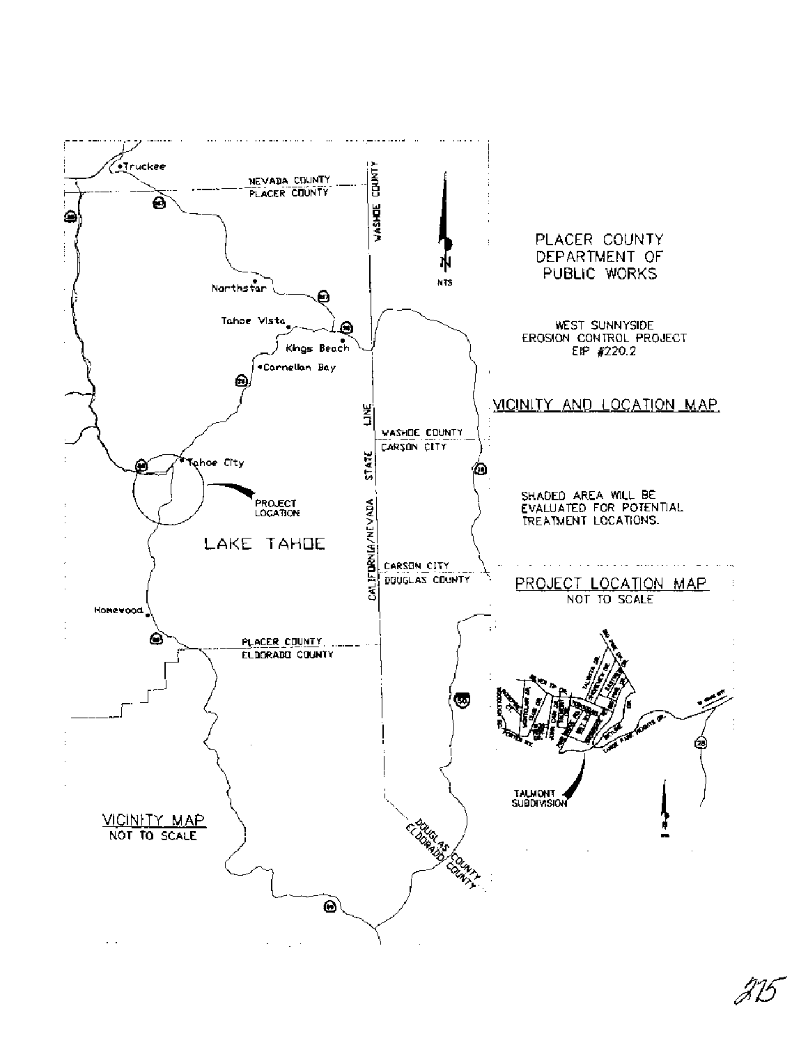PLACER COUNTY DEPARTMENT OF PUBLIC WORKS

WEST SUNNYSIDE EROSION CONTROL PROJECT
EIP #220.2

VICINITY AND LOCATION MAP

SHADED AREA WILL BE EVALUATED FOR POTENTIAL TREATMENT LOCATIONS.

Truckee

NEVADA COUNTY
PLACER COUNTY

WASHOE COUNTY

Northstar

Tahoe Vista

Kings Beach

Carnelian Bay

Tahoe City

PROJECT LOCATION

LAKE TAHOE

CALIFORNIA/NEVADA STATE LINE

WASHOE COUNTY
CARSON CITY

CARSON CITY
DOUGLAS COUNTY

Homewood

PLACER COUNTY
ELDORADO COUNTY

DOUGLAS COUNTY
ELDORADO COUNTY

NTS

VICINITY MAP
NOT TO SCALE

PROJECT LOCATION MAP
NOT TO SCALE

TALMONT SUBDIVISION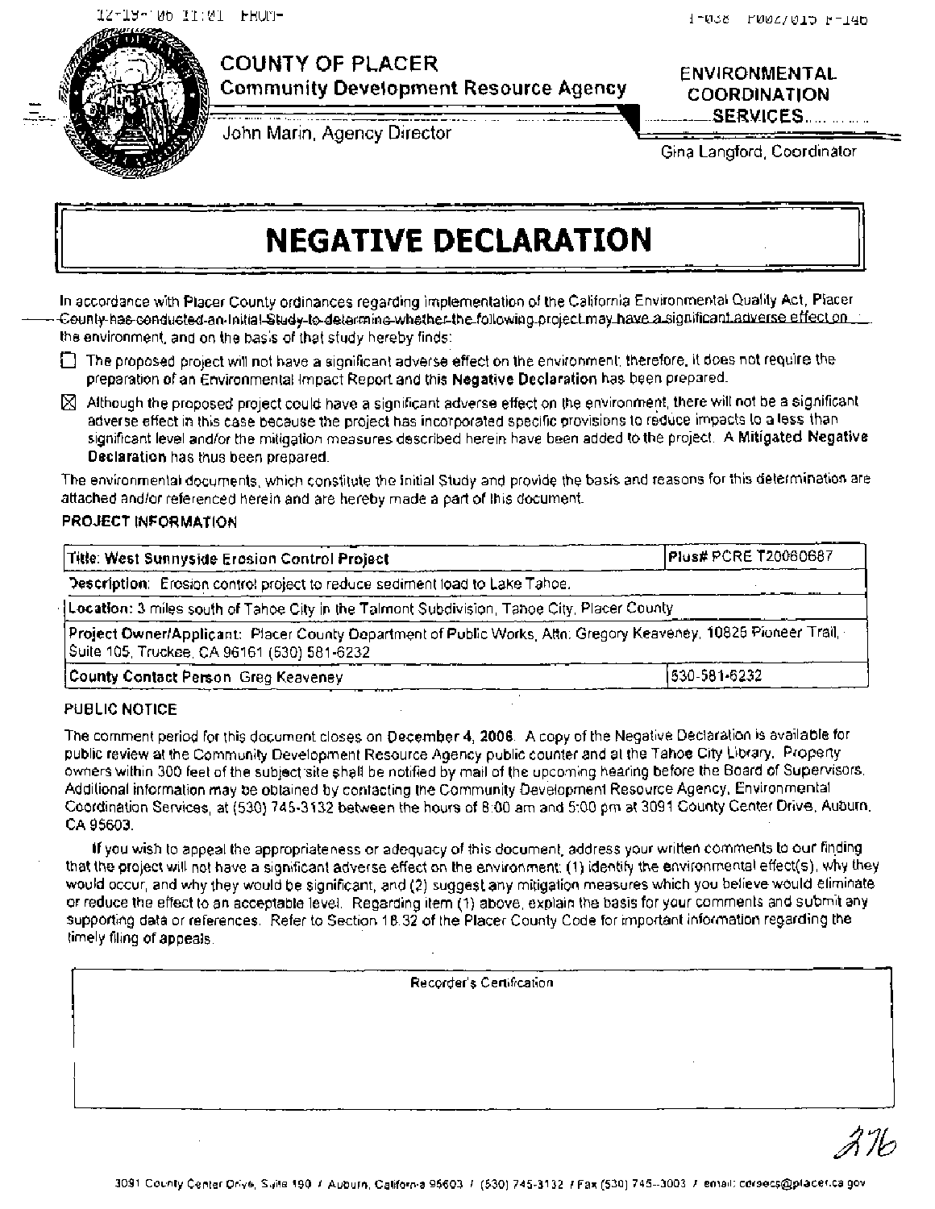**COUNTY OF PLACER**
**Community Development Resource Agency**

John Marin, Agency Director

**ENVIRONMENTAL COORDINATION SERVICES**

Gina Langford, Coordinator

# NEGATIVE DECLARATION

In accordance with Placer County ordinances regarding implementation of the California Environmental Quality Act, Placer County has conducted an Initial Study to determine whether the following project may have a significant adverse effect on the environment, and on the basis of that study hereby finds:

☐ The proposed project will not have a significant adverse effect on the environment; therefore, it does not require the preparation of an Environmental Impact Report and this **Negative Declaration** has been prepared.

☒ Although the proposed project could have a significant adverse effect on the environment, there will not be a significant adverse effect in this case because the project has incorporated specific provisions to reduce impacts to a less than significant level and/or the mitigation measures described herein have been added to the project. A **Mitigated Negative Declaration** has thus been prepared.

The environmental documents, which constitute the Initial Study and provide the basis and reasons for this determination are attached and/or referenced herein and are hereby made a part of this document.

**PROJECT INFORMATION**

| **Title:** West Sunnyside Erosion Control Project | **Plus#** PCRE T20060687 |
|---|---|
| **Description:** Erosion control project to reduce sediment load to Lake Tahoe. | |
| **Location:** 3 miles south of Tahoe City in the Talmont Subdivision, Tahoe City, Placer County | |
| **Project Owner/Applicant:** Placer County Department of Public Works, Attn: Gregory Keaveney, 10825 Pioneer Trail, Suite 105, Truckee, CA 96161 (530) 581-6232 | |
| **County Contact Person** Greg Keaveney | 530-581-6232 |

**PUBLIC NOTICE**

The comment period for this document closes on **December 4, 2006**. A copy of the Negative Declaration is available for public review at the Community Development Resource Agency public counter and at the Tahoe City Library. Property owners within 300 feet of the subject site shall be notified by mail of the upcoming hearing before the Board of Supervisors. Additional information may be obtained by contacting the Community Development Resource Agency, Environmental Coordination Services, at (530) 745-3132 between the hours of 8:00 am and 5:00 pm at 3091 County Center Drive, Auburn, CA 95603.

If you wish to appeal the appropriateness or adequacy of this document, address your written comments to our finding that the project will not have a significant adverse effect on the environment: (1) identify the environmental effect(s), why they would occur, and why they would be significant, and (2) suggest any mitigation measures which you believe would eliminate or reduce the effect to an acceptable level. Regarding item (1) above, explain the basis for your comments and submit any supporting data or references. Refer to Section 18.32 of the Placer County Code for important information regarding the timely filing of appeals.

| Recorder's Certification |
|---|
| |

3091 County Center Drive, Suite 190 / Auburn, California 95603 / (530) 745-3132 / Fax (530) 745-3003 / email: cdrecs@placer.ca.gov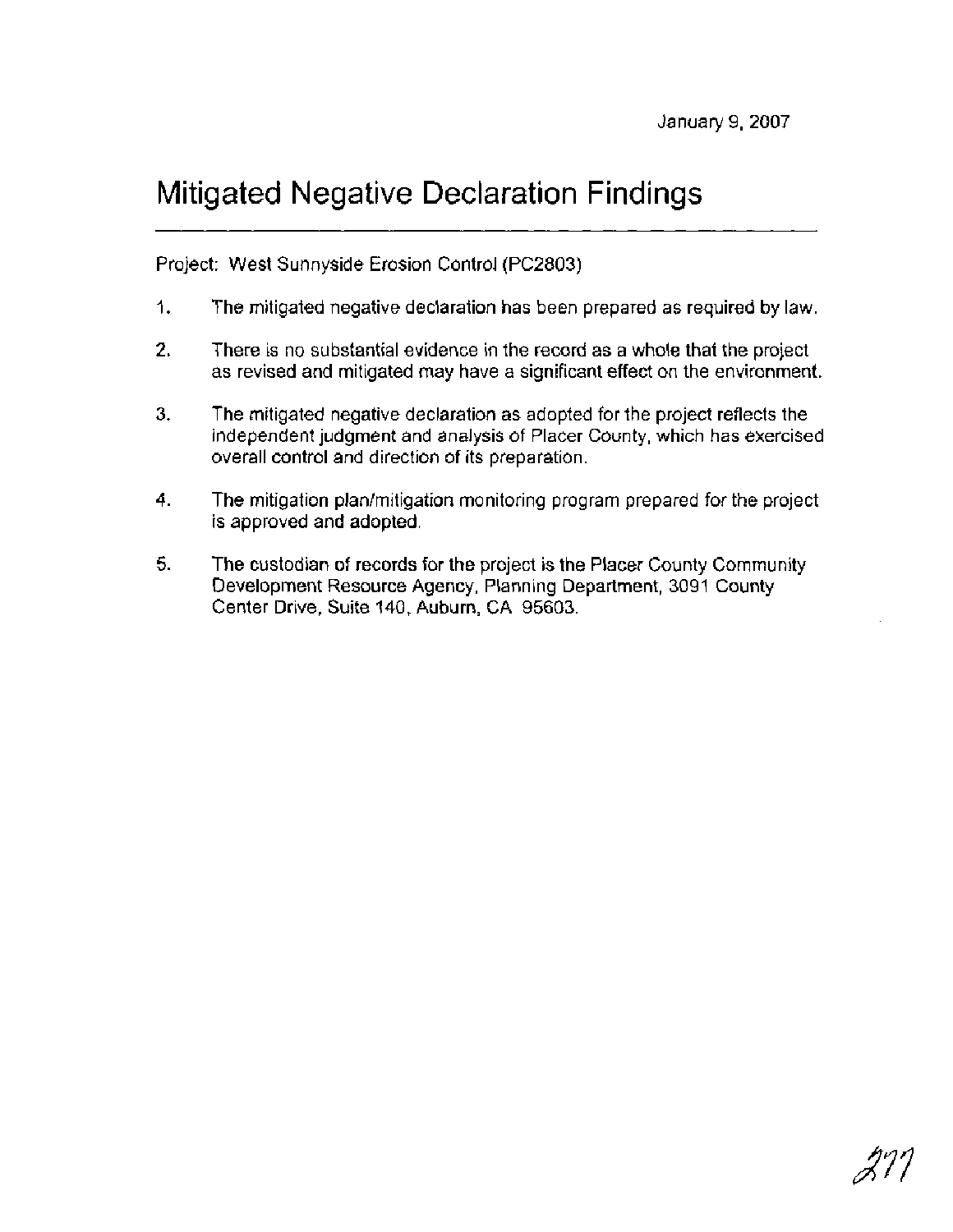January 9, 2007

# Mitigated Negative Declaration Findings

Project: West Sunnyside Erosion Control (PC2803)

1. The mitigated negative declaration has been prepared as required by law.

2. There is no substantial evidence in the record as a whole that the project as revised and mitigated may have a significant effect on the environment.

3. The mitigated negative declaration as adopted for the project reflects the independent judgment and analysis of Placer County, which has exercised overall control and direction of its preparation.

4. The mitigation plan/mitigation monitoring program prepared for the project is approved and adopted.

5. The custodian of records for the project is the Placer County Community Development Resource Agency, Planning Department, 3091 County Center Drive, Suite 140, Auburn, CA 95603.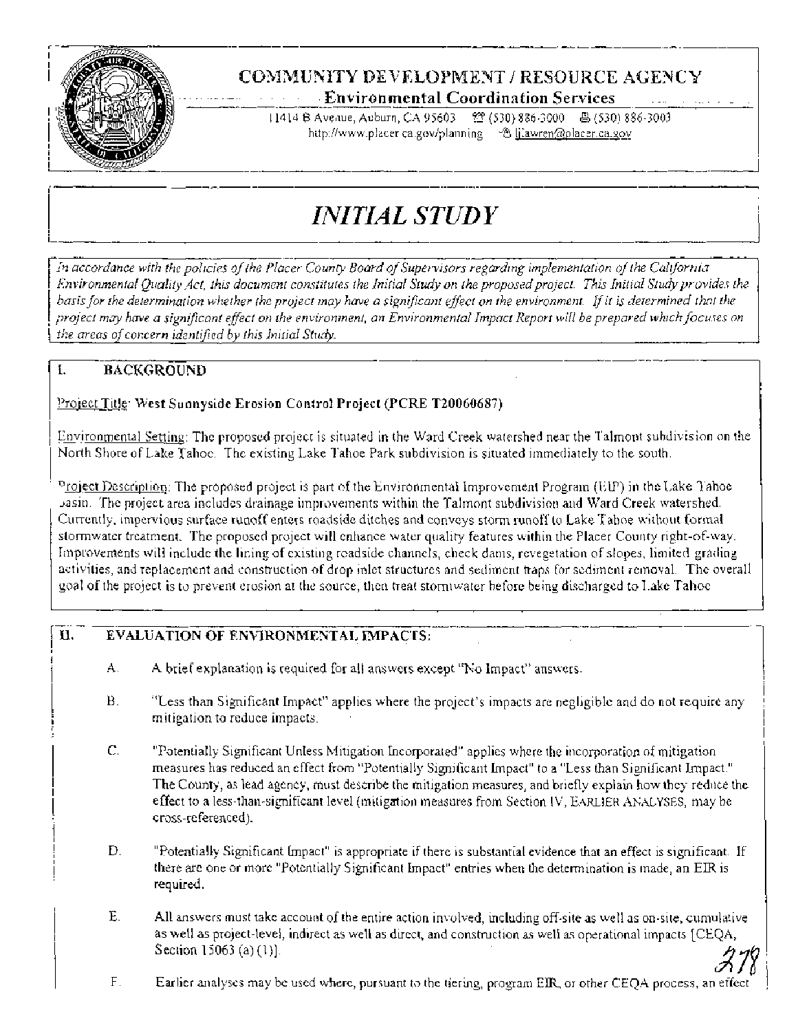# COMMUNITY DEVELOPMENT / RESOURCE AGENCY

**Environmental Coordination Services**

11414 B Avenue, Auburn, CA 95603 ☏ (530) 886-3000 🖷 (530) 886-3003
http://www.placer.ca.gov/planning ✉ ljlawren@placer.ca.gov

# *INITIAL STUDY*

*In accordance with the policies of the Placer County Board of Supervisors regarding implementation of the California Environmental Quality Act, this document constitutes the Initial Study on the proposed project. This Initial Study provides the basis for the determination whether the project may have a significant effect on the environment. If it is determined that the project may have a significant effect on the environment, an Environmental Impact Report will be prepared which focuses on the areas of concern identified by this Initial Study.*

## I. BACKGROUND

Project Title: **West Sunnyside Erosion Control Project (PCRE T20060687)**

Environmental Setting: The proposed project is situated in the Ward Creek watershed near the Talmont subdivision on the North Shore of Lake Tahoe. The existing Lake Tahoe Park subdivision is situated immediately to the south.

Project Description: The proposed project is part of the Environmental Improvement Program (EIP) in the Lake Tahoe Basin. The project area includes drainage improvements within the Talmont subdivision and Ward Creek watershed. Currently, impervious surface runoff enters roadside ditches and conveys storm runoff to Lake Tahoe without formal stormwater treatment. The proposed project will enhance water quality features within the Placer County right-of-way. Improvements will include the lining of existing roadside channels, check dams, revegetation of slopes, limited grading activities, and replacement and construction of drop inlet structures and sediment traps for sediment removal. The overall goal of the project is to prevent erosion at the source, then treat stormwater before being discharged to Lake Tahoe

## II. EVALUATION OF ENVIRONMENTAL IMPACTS:

A. A brief explanation is required for all answers except "No Impact" answers.

B. "Less than Significant Impact" applies where the project's impacts are negligible and do not require any mitigation to reduce impacts.

C. "Potentially Significant Unless Mitigation Incorporated" applies where the incorporation of mitigation measures has reduced an effect from "Potentially Significant Impact" to a "Less than Significant Impact." The County, as lead agency, must describe the mitigation measures, and briefly explain how they reduce the effect to a less-than-significant level (mitigation measures from Section IV, EARLIER ANALYSES, may be cross-referenced).

D. "Potentially Significant Impact" is appropriate if there is substantial evidence that an effect is significant. If there are one or more "Potentially Significant Impact" entries when the determination is made, an EIR is required.

E. All answers must take account of the entire action involved, including off-site as well as on-site, cumulative as well as project-level, indirect as well as direct, and construction as well as operational impacts [CEQA, Section 15063 (a) (1)].

F. Earlier analyses may be used where, pursuant to the tiering, program EIR, or other CEQA process, an effect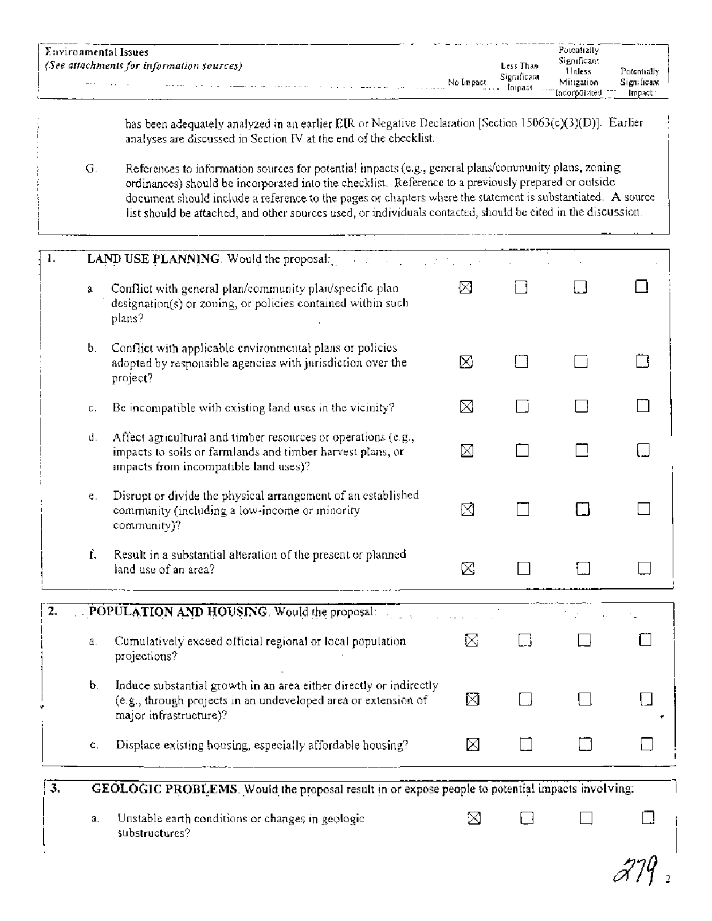| Environmental Issues *(See attachments for information sources)* | No Impact | Less Than Significant Impact | Potentially Significant Unless Mitigation Incorporated | Potentially Significant Impact |
|---|---|---|---|---|

has been adequately analyzed in an earlier EIR or Negative Declaration [Section 15063(c)(3)(D)]. Earlier analyses are discussed in Section IV at the end of the checklist.

G. References to information sources for potential impacts (e.g., general plans/community plans, zoning ordinances) should be incorporated into the checklist. Reference to a previously prepared or outside document should include a reference to the pages or chapters where the statement is substantiated. A source list should be attached, and other sources used, or individuals contacted, should be cited in the discussion.

| | No Impact | Less Than Significant Impact | Potentially Significant Unless Mitigation Incorporated | Potentially Significant Impact |
|---|---|---|---|---|
| **1. LAND USE PLANNING.** Would the proposal: | | | | |
| a. Conflict with general plan/community plan/specific plan designation(s) or zoning, or policies contained within such plans? | ☒ | ☐ | ☐ | ☐ |
| b. Conflict with applicable environmental plans or policies adopted by responsible agencies with jurisdiction over the project? | ☒ | ☐ | ☐ | ☐ |
| c. Be incompatible with existing land uses in the vicinity? | ☒ | ☐ | ☐ | ☐ |
| d. Affect agricultural and timber resources or operations (e.g., impacts to soils or farmlands and timber harvest plans, or impacts from incompatible land uses)? | ☒ | ☐ | ☐ | ☐ |
| e. Disrupt or divide the physical arrangement of an established community (including a low-income or minority community)? | ☒ | ☐ | ☐ | ☐ |
| f. Result in a substantial alteration of the present or planned land use of an area? | ☒ | ☐ | ☐ | ☐ |
| **2. POPULATION AND HOUSING.** Would the proposal: | | | | |
| a. Cumulatively exceed official regional or local population projections? | ☒ | ☐ | ☐ | ☐ |
| b. Induce substantial growth in an area either directly or indirectly (e.g., through projects in an undeveloped area or extension of major infrastructure)? | ☒ | ☐ | ☐ | ☐ |
| c. Displace existing housing, especially affordable housing? | ☒ | ☐ | ☐ | ☐ |
| **3. GEOLOGIC PROBLEMS.** Would the proposal result in or expose people to potential impacts involving: | | | | |
| a. Unstable earth conditions or changes in geologic substructures? | ☒ | ☐ | ☐ | ☐ |

279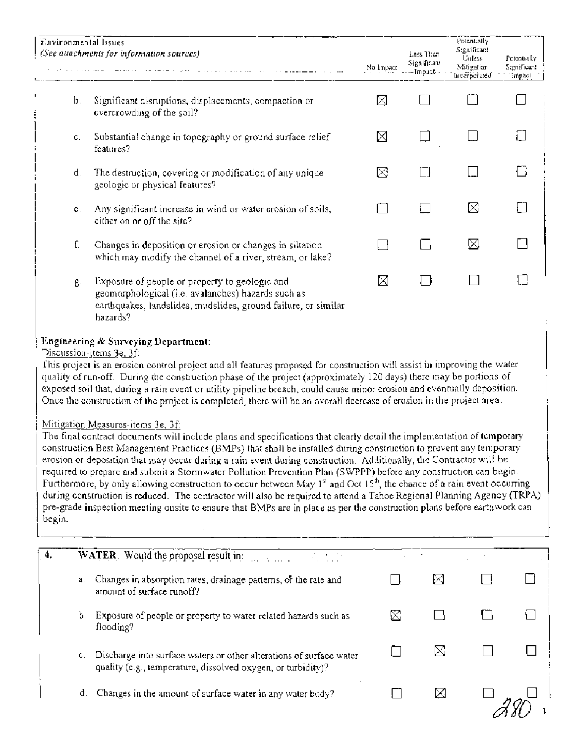| Environmental Issues *(See attachments for information sources)* | | No Impact | Less Than Significant Impact | Potentially Significant Unless Mitigation Incorporated | Potentially Significant Impact |
|---|---|---|---|---|---|
| b. | Significant disruptions, displacements, compaction or overcrowding of the soil? | ☒ | ☐ | ☐ | ☐ |
| c. | Substantial change in topography or ground surface relief features? | ☒ | ☐ | ☐ | ☐ |
| d. | The destruction, covering or modification of any unique geologic or physical features? | ☒ | ☐ | ☐ | ☐ |
| e. | Any significant increase in wind or water erosion of soils, either on or off the site? | ☐ | ☐ | ☒ | ☐ |
| f. | Changes in deposition or erosion or changes in siltation which may modify the channel of a river, stream, or lake? | ☐ | ☐ | ☒ | ☐ |
| g. | Exposure of people or property to geologic and geomorphological (i.e. avalanches) hazards such as earthquakes, landslides, mudslides, ground failure, or similar hazards? | ☒ | ☐ | ☐ | ☐ |

**Engineering & Surveying Department:**

Discussion-items 3e, 3f:

This project is an erosion control project and all features proposed for construction will assist in improving the water quality of run-off. During the construction phase of the project (approximately 120 days) there may be portions of exposed soil that, during a rain event or utility pipeline breach, could cause minor erosion and eventually deposition. Once the construction of the project is completed, there will be an overall decrease of erosion in the project area.

Mitigation Measures-items 3e, 3f:

The final contract documents will include plans and specifications that clearly detail the implementation of temporary construction Best Management Practices (BMPs) that shall be installed during construction to prevent any temporary erosion or deposition that may occur during a rain event during construction. Additionally, the Contractor will be required to prepare and submit a Stormwater Pollution Prevention Plan (SWPPP) before any construction can begin. Furthermore, by only allowing construction to occur between May 1st and Oct 15th, the chance of a rain event occurring during construction is reduced. The contractor will also be required to attend a Tahoe Regional Planning Agency (TRPA) pre-grade inspection meeting onsite to ensure that BMPs are in place as per the construction plans before earthwork can begin.

| **4.** | **WATER.** Would the proposal result in: | | | | |
|---|---|---|---|---|---|
| a. | Changes in absorption rates, drainage patterns, or the rate and amount of surface runoff? | ☐ | ☒ | ☐ | ☐ |
| b. | Exposure of people or property to water related hazards such as flooding? | ☒ | ☐ | ☐ | ☐ |
| c. | Discharge into surface waters or other alterations of surface water quality (e.g., temperature, dissolved oxygen, or turbidity)? | ☐ | ☒ | ☐ | ☐ |
| d. | Changes in the amount of surface water in any water body? | ☐ | ☒ | ☐ | ☐ |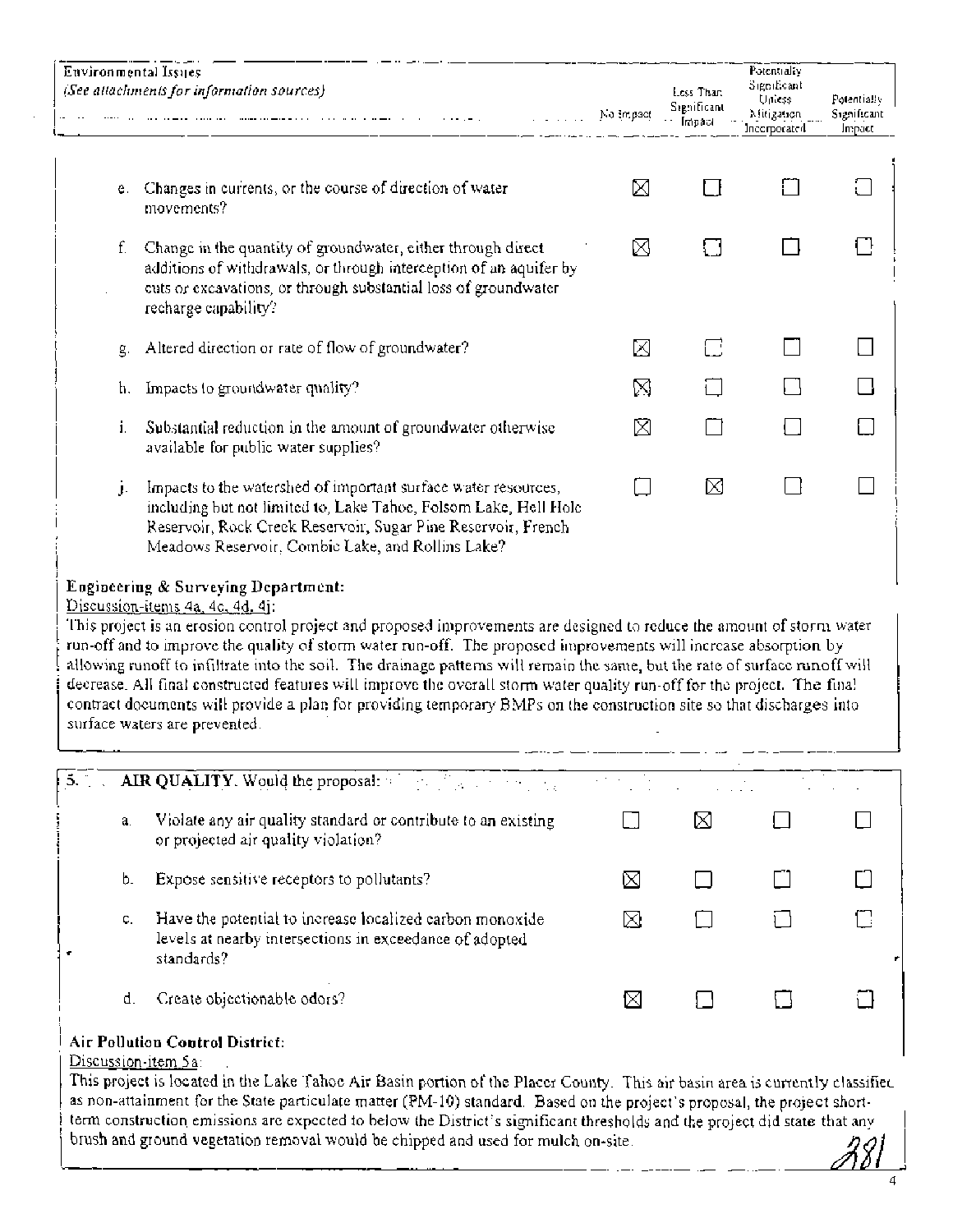| Environmental Issues *(See attachments for information sources)* | No Impact | Less Than Significant Impact | Potentially Significant Unless Mitigation Incorporated | Potentially Significant Impact |
|---|---|---|---|---|
| e. Changes in currents, or the course of direction of water movements? | ☒ | ☐ | ☐ | ☐ |
| f. Change in the quantity of groundwater, either through direct additions of withdrawals, or through interception of an aquifer by cuts or excavations, or through substantial loss of groundwater recharge capability? | ☒ | ☐ | ☐ | ☐ |
| g. Altered direction or rate of flow of groundwater? | ☒ | ☐ | ☐ | ☐ |
| h. Impacts to groundwater quality? | ☒ | ☐ | ☐ | ☐ |
| i. Substantial reduction in the amount of groundwater otherwise available for public water supplies? | ☒ | ☐ | ☐ | ☐ |
| j. Impacts to the watershed of important surface water resources, including but not limited to, Lake Tahoe, Folsom Lake, Hell Hole Reservoir, Rock Creek Reservoir, Sugar Pine Reservoir, French Meadows Reservoir, Combie Lake, and Rollins Lake? | ☐ | ☒ | ☐ | ☐ |

**Engineering & Surveying Department:**

Discussion-items 4a, 4c, 4d, 4j:

This project is an erosion control project and proposed improvements are designed to reduce the amount of storm water run-off and to improve the quality of storm water run-off. The proposed improvements will increase absorption by allowing runoff to infiltrate into the soil. The drainage patterns will remain the same, but the rate of surface runoff will decrease. All final constructed features will improve the overall storm water quality run-off for the project. The final contract documents will provide a plan for providing temporary BMPs on the construction site so that discharges into surface waters are prevented.

| 5. **AIR QUALITY.** Would the proposal: | | | | |
|---|---|---|---|---|
| a. Violate any air quality standard or contribute to an existing or projected air quality violation? | ☐ | ☒ | ☐ | ☐ |
| b. Expose sensitive receptors to pollutants? | ☒ | ☐ | ☐ | ☐ |
| c. Have the potential to increase localized carbon monoxide levels at nearby intersections in exceedance of adopted standards? | ☒ | ☐ | ☐ | ☐ |
| d. Create objectionable odors? | ☒ | ☐ | ☐ | ☐ |

**Air Pollution Control District:**

Discussion-item 5a:

This project is located in the Lake Tahoe Air Basin portion of the Placer County. This air basin area is currently classified as non-attainment for the State particulate matter (PM-10) standard. Based on the project's proposal, the project short-term construction emissions are expected to below the District's significant thresholds and the project did state that any brush and ground vegetation removal would be chipped and used for mulch on-site.

381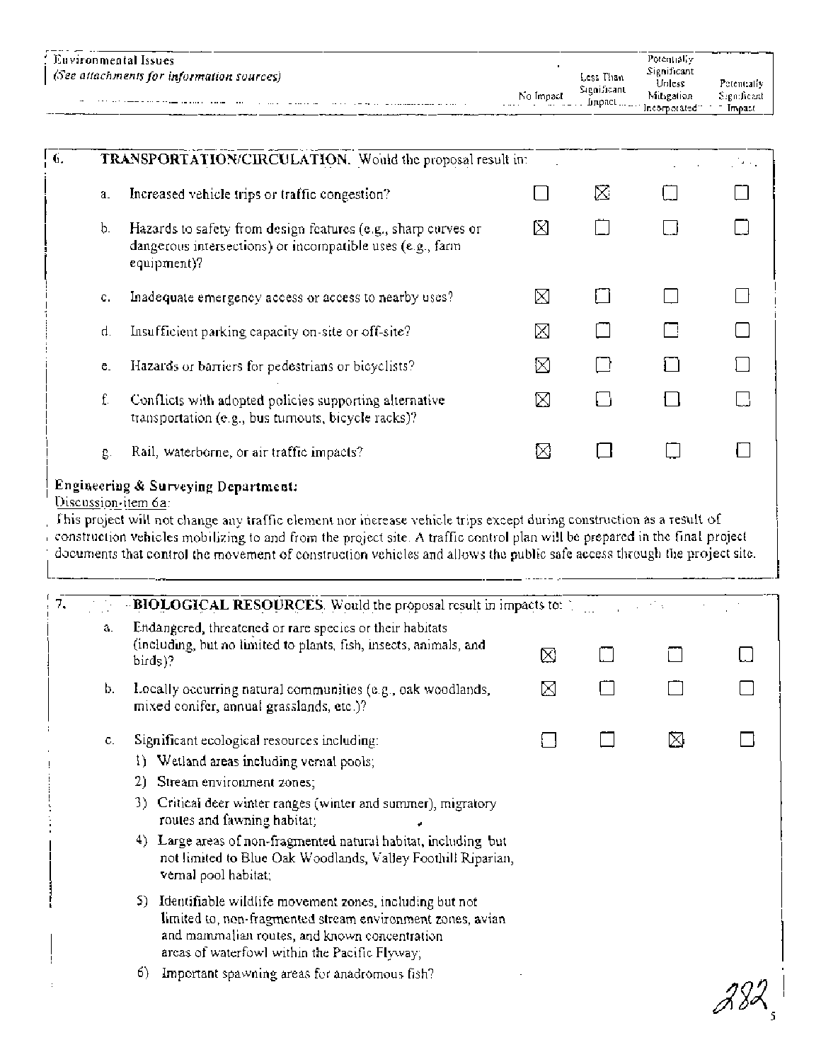| Environmental Issues *(See attachments for information sources)* | No Impact | Less Than Significant Impact | Potentially Significant Unless Mitigation Incorporated | Potentially Significant Impact |
|---|---|---|---|---|
| **6. TRANSPORTATION/CIRCULATION.** Would the proposal result in: | | | | |
| a. Increased vehicle trips or traffic congestion? | ☐ | ☒ | ☐ | ☐ |
| b. Hazards to safety from design features (e.g., sharp curves or dangerous intersections) or incompatible uses (e.g., farm equipment)? | ☒ | ☐ | ☐ | ☐ |
| c. Inadequate emergency access or access to nearby uses? | ☒ | ☐ | ☐ | ☐ |
| d. Insufficient parking capacity on-site or off-site? | ☒ | ☐ | ☐ | ☐ |
| e. Hazards or barriers for pedestrians or bicyclists? | ☒ | ☐ | ☐ | ☐ |
| f. Conflicts with adopted policies supporting alternative transportation (e.g., bus turnouts, bicycle racks)? | ☒ | ☐ | ☐ | ☐ |
| g. Rail, waterborne, or air traffic impacts? | ☒ | ☐ | ☐ | ☐ |

**Engineering & Surveying Department:**

Discussion-item 6a:

This project will not change any traffic element nor increase vehicle trips except during construction as a result of construction vehicles mobilizing to and from the project site. A traffic control plan will be prepared in the final project documents that control the movement of construction vehicles and allows the public safe access through the project site.

| Environmental Issues | No Impact | Less Than Significant Impact | Potentially Significant Unless Mitigation Incorporated | Potentially Significant Impact |
|---|---|---|---|---|
| **7. BIOLOGICAL RESOURCES.** Would the proposal result in impacts to: | | | | |
| a. Endangered, threatened or rare species or their habitats (including, but no limited to plants, fish, insects, animals, and birds)? | ☒ | ☐ | ☐ | ☐ |
| b. Locally occurring natural communities (e.g., oak woodlands, mixed conifer, annual grasslands, etc.)? | ☒ | ☐ | ☐ | ☐ |
| c. Significant ecological resources including: 1) Wetland areas including vernal pools; 2) Stream environment zones; 3) Critical deer winter ranges (winter and summer), migratory routes and fawning habitat; 4) Large areas of non-fragmented natural habitat, including but not limited to Blue Oak Woodlands, Valley Foothill Riparian, vernal pool habitat; 5) Identifiable wildlife movement zones, including but not limited to, non-fragmented stream environment zones, avian and mammalian routes, and known concentration areas of waterfowl within the Pacific Flyway; 6) Important spawning areas for anadromous fish? | ☐ | ☐ | ☒ | ☐ |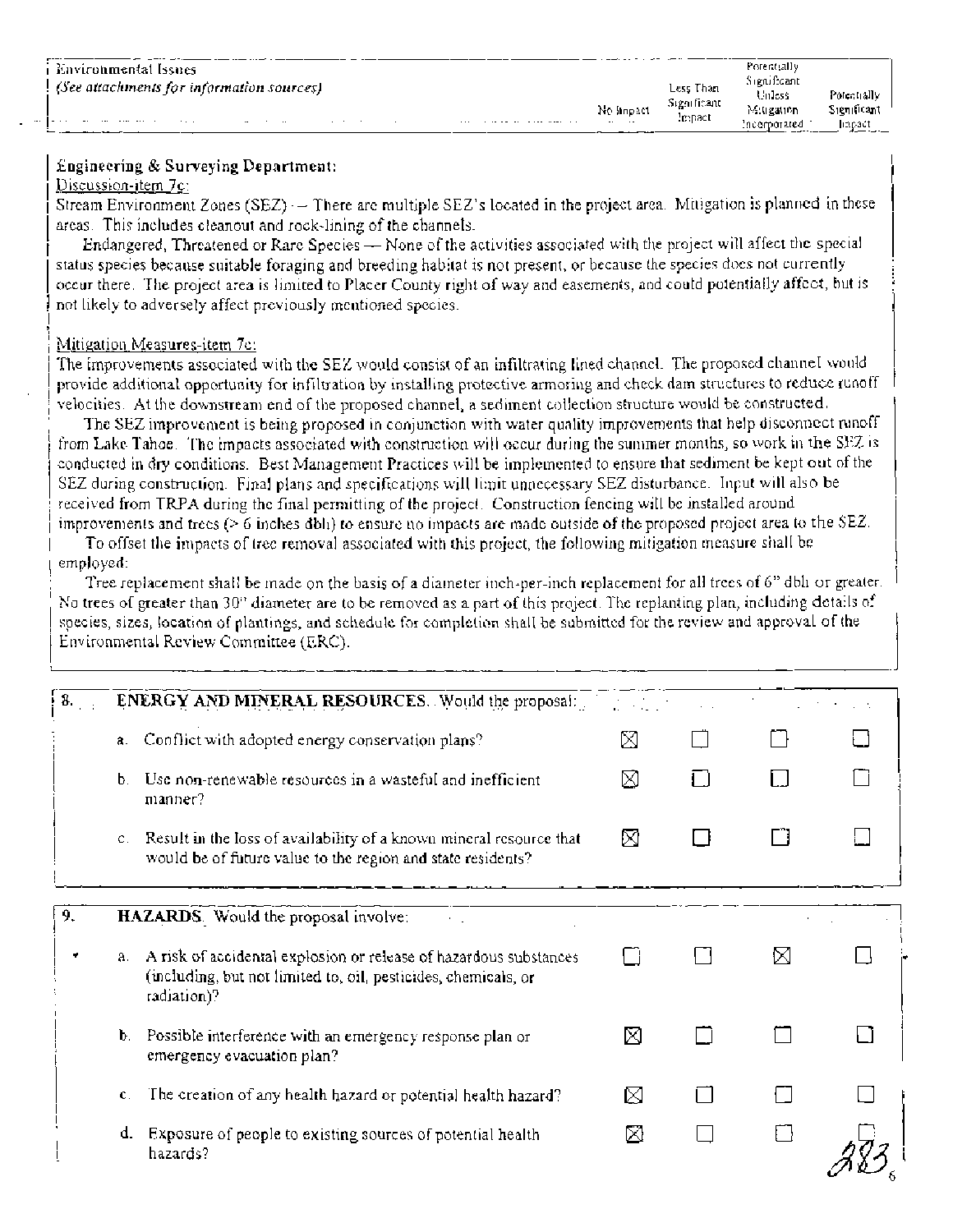| Environmental Issues *(See attachments for information sources)* | No Impact | Less Than Significant Impact | Potentially Significant Unless Mitigation Incorporated | Potentially Significant Impact |
|---|---|---|---|---|

**Engineering & Surveying Department:**

Discussion-item 7c:

Stream Environment Zones (SEZ) – There are multiple SEZ's located in the project area. Mitigation is planned in these areas. This includes cleanout and rock-lining of the channels.

Endangered, Threatened or Rare Species — None of the activities associated with the project will affect the special status species because suitable foraging and breeding habitat is not present, or because the species does not currently occur there. The project area is limited to Placer County right of way and easements, and could potentially affect, but is not likely to adversely affect previously mentioned species.

Mitigation Measures-item 7c:

The improvements associated with the SEZ would consist of an infiltrating lined channel. The proposed channel would provide additional opportunity for infiltration by installing protective armoring and check dam structures to reduce runoff velocities. At the downstream end of the proposed channel, a sediment collection structure would be constructed.

The SEZ improvement is being proposed in conjunction with water quality improvements that help disconnect runoff from Lake Tahoe. The impacts associated with construction will occur during the summer months, so work in the SEZ is conducted in dry conditions. Best Management Practices will be implemented to ensure that sediment be kept out of the SEZ during construction. Final plans and specifications will limit unnecessary SEZ disturbance. Input will also be received from TRPA during the final permitting of the project. Construction fencing will be installed around improvements and trees (> 6 inches dbh) to ensure no impacts are made outside of the proposed project area to the SEZ.

To offset the impacts of tree removal associated with this project, the following mitigation measure shall be employed:

Tree replacement shall be made on the basis of a diameter inch-per-inch replacement for all trees of 6" dbh or greater. No trees of greater than 30" diameter are to be removed as a part of this project. The replanting plan, including details of species, sizes, location of plantings, and schedule for completion shall be submitted for the review and approval of the Environmental Review Committee (ERC).

| 8. ENERGY AND MINERAL RESOURCES. Would the proposal: | No Impact | Less Than Significant Impact | Potentially Significant Unless Mitigation Incorporated | Potentially Significant Impact |
|---|---|---|---|---|
| a. Conflict with adopted energy conservation plans? | ☒ | ☐ | ☐ | ☐ |
| b. Use non-renewable resources in a wasteful and inefficient manner? | ☒ | ☐ | ☐ | ☐ |
| c. Result in the loss of availability of a known mineral resource that would be of future value to the region and state residents? | ☒ | ☐ | ☐ | ☐ |

| 9. HAZARDS. Would the proposal involve: | No Impact | Less Than Significant Impact | Potentially Significant Unless Mitigation Incorporated | Potentially Significant Impact |
|---|---|---|---|---|
| a. A risk of accidental explosion or release of hazardous substances (including, but not limited to, oil, pesticides, chemicals, or radiation)? | ☐ | ☐ | ☒ | ☐ |
| b. Possible interference with an emergency response plan or emergency evacuation plan? | ☒ | ☐ | ☐ | ☐ |
| c. The creation of any health hazard or potential health hazard? | ☒ | ☐ | ☐ | ☐ |
| d. Exposure of people to existing sources of potential health hazards? | ☒ | ☐ | ☐ | ☐ |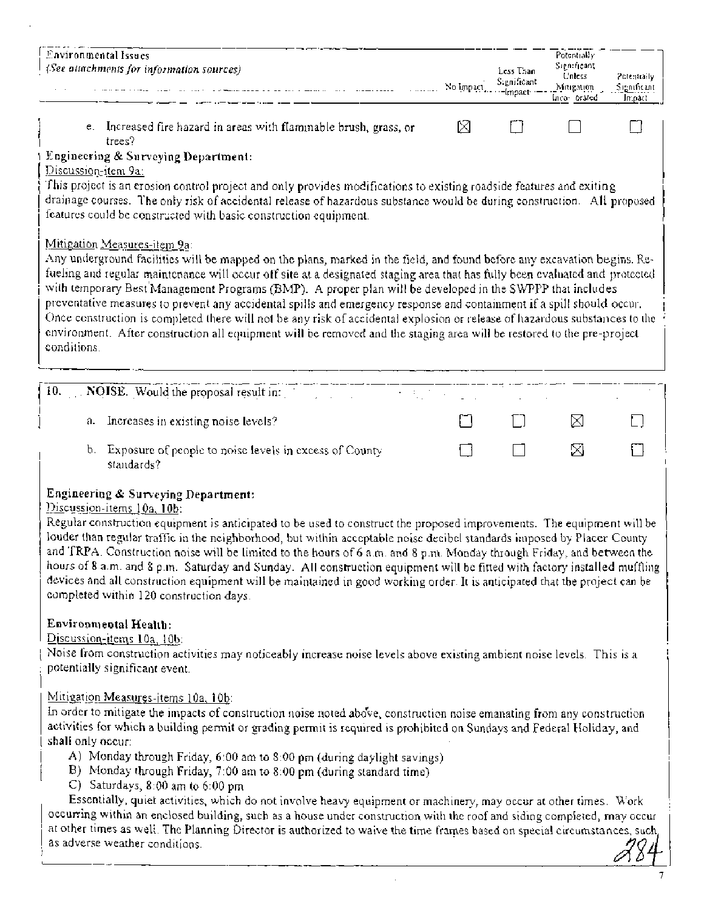| Environmental Issues *(See attachments for information sources)* | No Impact | Less Than Significant Impact | Potentially Significant Unless Mitigation Incorporated | Potentially Significant Impact |
|---|---|---|---|---|
| e. Increased fire hazard in areas with flammable brush, grass, or trees? | ☒ | ☐ | ☐ | ☐ |

**Engineering & Surveying Department:**

Discussion-item 9a:

This project is an erosion control project and only provides modifications to existing roadside features and exiting drainage courses. The only risk of accidental release of hazardous substance would be during construction. All proposed features could be constructed with basic construction equipment.

Mitigation Measures-item 9a:

Any underground facilities will be mapped on the plans, marked in the field, and found before any excavation begins. Re-fueling and regular maintenance will occur off site at a designated staging area that has fully been evaluated and protected with temporary Best Management Programs (BMP). A proper plan will be developed in the SWPPP that includes preventative measures to prevent any accidental spills and emergency response and containment if a spill should occur. Once construction is completed there will not be any risk of accidental explosion or release of hazardous substances to the environment. After construction all equipment will be removed and the staging area will be restored to the pre-project conditions.

| 10. **NOISE.** Would the proposal result in: | | | | |
|---|---|---|---|---|
| a. Increases in existing noise levels? | ☐ | ☐ | ☒ | ☐ |
| b. Exposure of people to noise levels in excess of County standards? | ☐ | ☐ | ☒ | ☐ |

**Engineering & Surveying Department:**

Discussion-items 10a, 10b:

Regular construction equipment is anticipated to be used to construct the proposed improvements. The equipment will be louder than regular traffic in the neighborhood, but within acceptable noise decibel standards imposed by Placer County and TRPA. Construction noise will be limited to the hours of 6 a.m. and 8 p.m. Monday through Friday, and between the hours of 8 a.m. and 8 p.m. Saturday and Sunday. All construction equipment will be fitted with factory installed muffling devices and all construction equipment will be maintained in good working order. It is anticipated that the project can be completed within 120 construction days.

**Environmental Health:**

Discussion-items 10a, 10b:

Noise from construction activities may noticeably increase noise levels above existing ambient noise levels. This is a potentially significant event.

Mitigation Measures-Items 10a, 10b:

In order to mitigate the impacts of construction noise noted above, construction noise emanating from any construction activities for which a building permit or grading permit is required is prohibited on Sundays and Federal Holiday, and shall only occur:

A) Monday through Friday, 6:00 am to 8:00 pm (during daylight savings)
B) Monday through Friday, 7:00 am to 8:00 pm (during standard time)
C) Saturdays, 8:00 am to 6:00 pm

Essentially, quiet activities, which do not involve heavy equipment or machinery, may occur at other times. Work occurring within an enclosed building, such as a house under construction with the roof and siding completed, may occur at other times as well. The Planning Director is authorized to waive the time frames based on special circumstances, such as adverse weather conditions.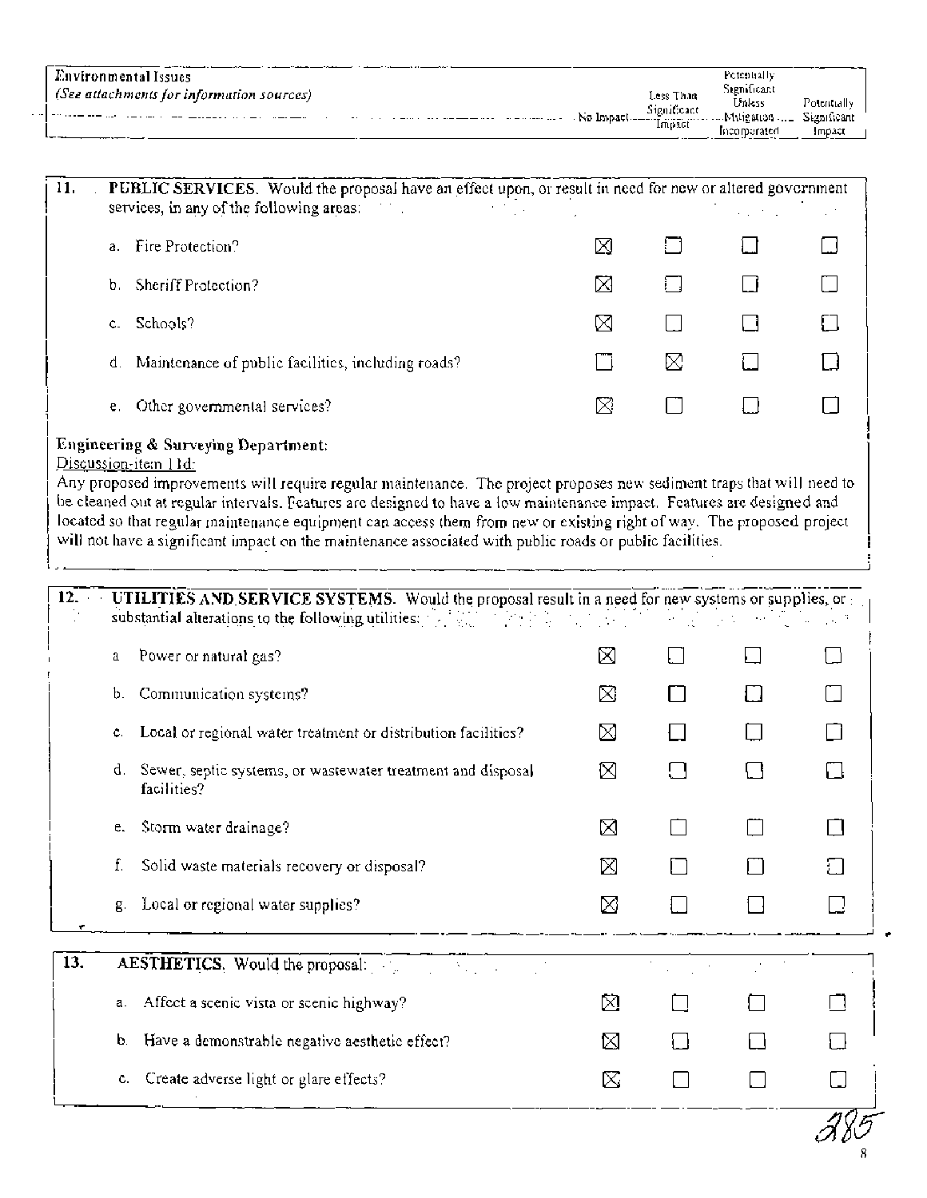| Environmental Issues *(See attachments for information sources)* | No Impact | Less Than Significant Impact | Potentially Significant Unless Mitigation Incorporated | Potentially Significant Impact |
|---|---|---|---|---|
| **11. PUBLIC SERVICES.** Would the proposal have an effect upon, or result in need for new or altered government services, in any of the following areas: | | | | |
| a. Fire Protection? | ☒ | ☐ | ☐ | ☐ |
| b. Sheriff Protection? | ☒ | ☐ | ☐ | ☐ |
| c. Schools? | ☒ | ☐ | ☐ | ☐ |
| d. Maintenance of public facilities, including roads? | ☐ | ☒ | ☐ | ☐ |
| e. Other governmental services? | ☒ | ☐ | ☐ | ☐ |

**Engineering & Surveying Department:**

Discussion-item 11d:

Any proposed improvements will require regular maintenance. The project proposes new sediment traps that will need to be cleaned out at regular intervals. Features are designed to have a low maintenance impact. Features are designed and located so that regular maintenance equipment can access them from new or existing right of way. The proposed project will not have a significant impact on the maintenance associated with public roads or public facilities.

| Environmental Issues | No Impact | Less Than Significant Impact | Potentially Significant Unless Mitigation Incorporated | Potentially Significant Impact |
|---|---|---|---|---|
| **12. UTILITIES AND SERVICE SYSTEMS.** Would the proposal result in a need for new systems or supplies, or substantial alterations to the following utilities: | | | | |
| a. Power or natural gas? | ☒ | ☐ | ☐ | ☐ |
| b. Communication systems? | ☒ | ☐ | ☐ | ☐ |
| c. Local or regional water treatment or distribution facilities? | ☒ | ☐ | ☐ | ☐ |
| d. Sewer, septic systems, or wastewater treatment and disposal facilities? | ☒ | ☐ | ☐ | ☐ |
| e. Storm water drainage? | ☒ | ☐ | ☐ | ☐ |
| f. Solid waste materials recovery or disposal? | ☒ | ☐ | ☐ | ☐ |
| g. Local or regional water supplies? | ☒ | ☐ | ☐ | ☐ |
| **13. AESTHETICS.** Would the proposal: | | | | |
| a. Affect a scenic vista or scenic highway? | ☒ | ☐ | ☐ | ☐ |
| b. Have a demonstrable negative aesthetic effect? | ☒ | ☐ | ☐ | ☐ |
| c. Create adverse light or glare effects? | ☒ | ☐ | ☐ | ☐ |

285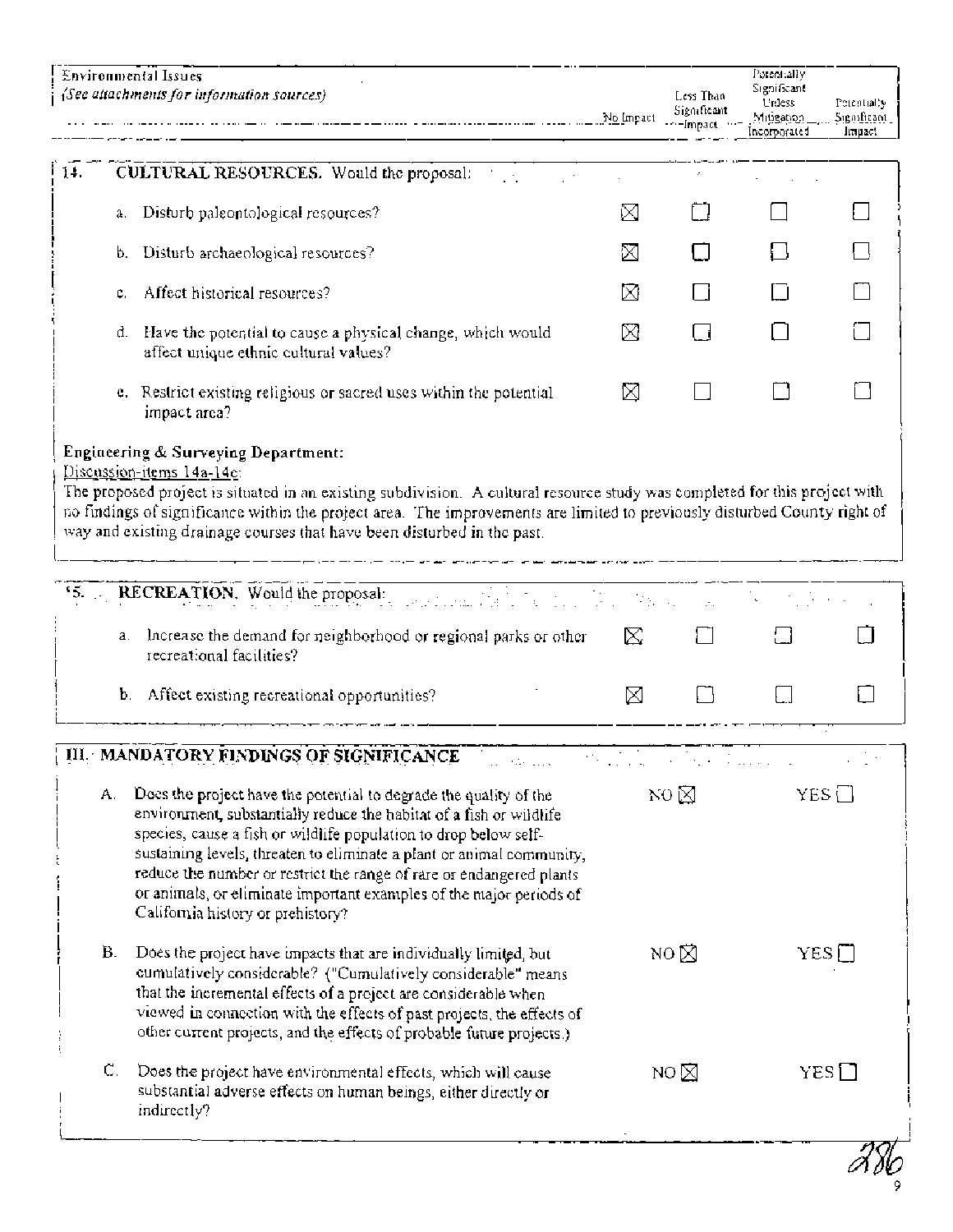| Environmental Issues *(See attachments for information sources)* | No Impact | Less Than Significant Impact | Potentially Significant Unless Mitigation Incorporated | Potentially Significant Impact |
|---|---|---|---|---|
| **14. CULTURAL RESOURCES.** Would the proposal: | | | | |
| a. Disturb paleontological resources? | ☒ | ☐ | ☐ | ☐ |
| b. Disturb archaeological resources? | ☒ | ☐ | ☐ | ☐ |
| c. Affect historical resources? | ☒ | ☐ | ☐ | ☐ |
| d. Have the potential to cause a physical change, which would affect unique ethnic cultural values? | ☒ | ☐ | ☐ | ☐ |
| e. Restrict existing religious or sacred uses within the potential impact area? | ☒ | ☐ | ☐ | ☐ |

**Engineering & Surveying Department:**

Discussion-items 14a-14e:

The proposed project is situated in an existing subdivision. A cultural resource study was completed for this project with no findings of significance within the project area. The improvements are limited to previously disturbed County right of way and existing drainage courses that have been disturbed in the past.

| | No Impact | Less Than Significant Impact | Potentially Significant Unless Mitigation Incorporated | Potentially Significant Impact |
|---|---|---|---|---|
| **15. RECREATION.** Would the proposal: | | | | |
| a. Increase the demand for neighborhood or regional parks or other recreational facilities? | ☒ | ☐ | ☐ | ☐ |
| b. Affect existing recreational opportunities? | ☒ | ☐ | ☐ | ☐ |

## III. MANDATORY FINDINGS OF SIGNIFICANCE

| | | | |
|---|---|---|---|
| A. | Does the project have the potential to degrade the quality of the environment, substantially reduce the habitat of a fish or wildlife species, cause a fish or wildlife population to drop below self-sustaining levels, threaten to eliminate a plant or animal community, reduce the number or restrict the range of rare or endangered plants or animals, or eliminate important examples of the major periods of California history or prehistory? | NO ☒ | YES ☐ |
| B. | Does the project have impacts that are individually limited, but cumulatively considerable? ("Cumulatively considerable" means that the incremental effects of a project are considerable when viewed in connection with the effects of past projects, the effects of other current projects, and the effects of probable future projects.) | NO ☒ | YES ☐ |
| C. | Does the project have environmental effects, which will cause substantial adverse effects on human beings, either directly or indirectly? | NO ☒ | YES ☐ |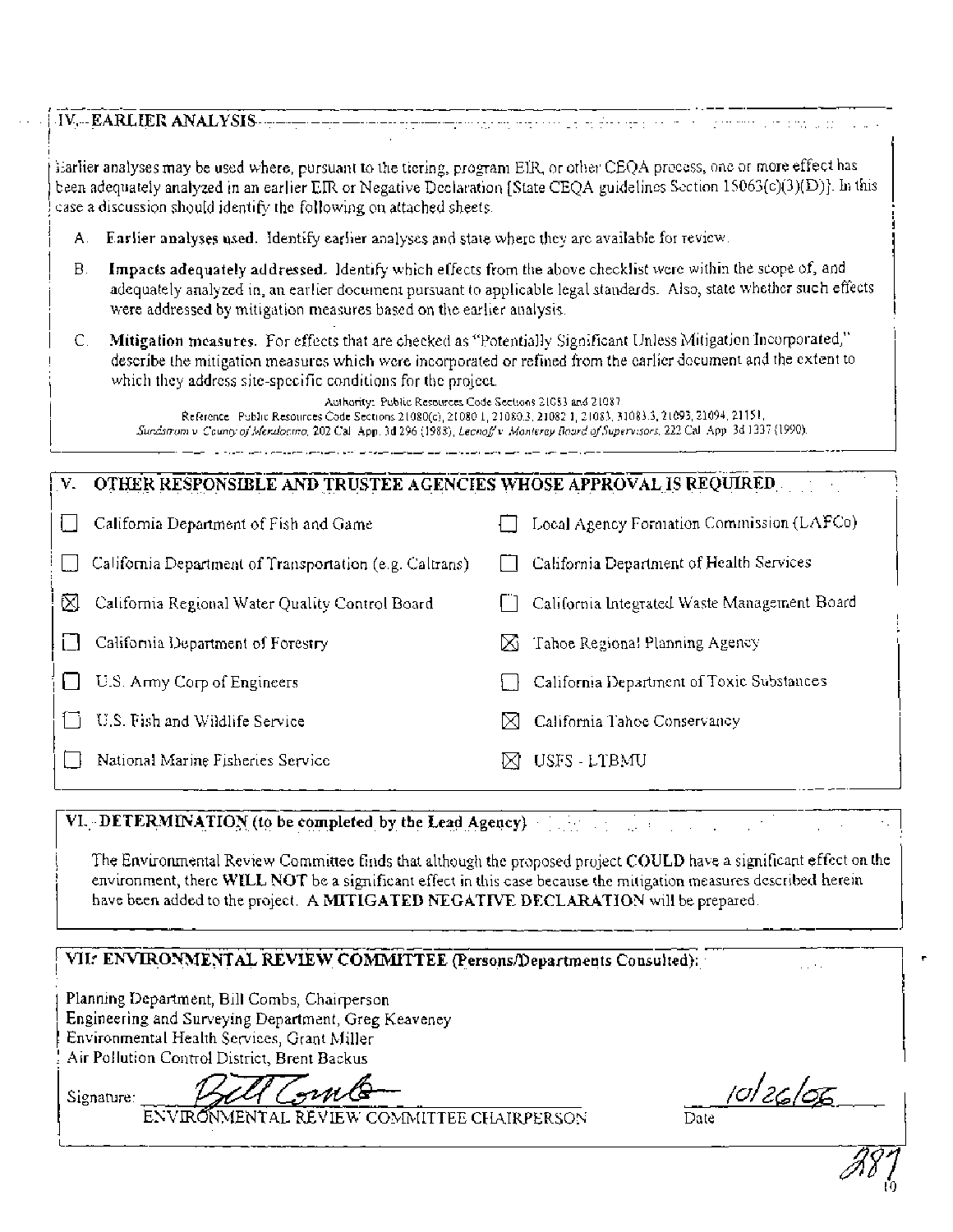## IV. EARLIER ANALYSIS

Earlier analyses may be used where, pursuant to the tiering, program EIR, or other CEQA process, one or more effect has been adequately analyzed in an earlier EIR or Negative Declaration [State CEQA guidelines Section 15063(c)(3)(D)]. In this case a discussion should identify the following on attached sheets.

A. **Earlier analyses used.** Identify earlier analyses and state where they are available for review.

B. **Impacts adequately addressed.** Identify which effects from the above checklist were within the scope of, and adequately analyzed in, an earlier document pursuant to applicable legal standards. Also, state whether such effects were addressed by mitigation measures based on the earlier analysis.

C. **Mitigation measures.** For effects that are checked as "Potentially Significant Unless Mitigation Incorporated," describe the mitigation measures which were incorporated or refined from the earlier document and the extent to which they address site-specific conditions for the project.

Authority: Public Resources Code Sections 21083 and 21087
Reference: Public Resources Code Sections 21080(c), 21080.1, 21080.3, 21082.1, 21083, 21083.3, 21093, 21094, 21151, *Sundstrom v. County of Mendocino*, 202 Cal. App. 3d 296 (1988), *Leonoff v. Monterey Board of Supervisors*, 222 Cal. App. 3d 1337 (1990).

## V. OTHER RESPONSIBLE AND TRUSTEE AGENCIES WHOSE APPROVAL IS REQUIRED

| | |
|---|---|
| ☐ California Department of Fish and Game | ☐ Local Agency Formation Commission (LAFCo) |
| ☐ California Department of Transportation (e.g. Caltrans) | ☐ California Department of Health Services |
| ☒ California Regional Water Quality Control Board | ☐ California Integrated Waste Management Board |
| ☐ California Department of Forestry | ☒ Tahoe Regional Planning Agency |
| ☐ U.S. Army Corp of Engineers | ☐ California Department of Toxic Substances |
| ☐ U.S. Fish and Wildlife Service | ☒ California Tahoe Conservancy |
| ☐ National Marine Fisheries Service | ☒ USFS - LTBMU |

## VI. DETERMINATION (to be completed by the Lead Agency)

The Environmental Review Committee finds that although the proposed project **COULD** have a significant effect on the environment, there **WILL NOT** be a significant effect in this case because the mitigation measures described herein have been added to the project. A **MITIGATED NEGATIVE DECLARATION** will be prepared.

## VII. ENVIRONMENTAL REVIEW COMMITTEE (Persons/Departments Consulted):

Planning Department, Bill Combs, Chairperson
Engineering and Surveying Department, Greg Keaveney
Environmental Health Services, Grant Miller
Air Pollution Control District, Brent Backus

Signature: Bill Combs
ENVIRONMENTAL REVIEW COMMITTEE CHAIRPERSON

Date: 10/26/06

287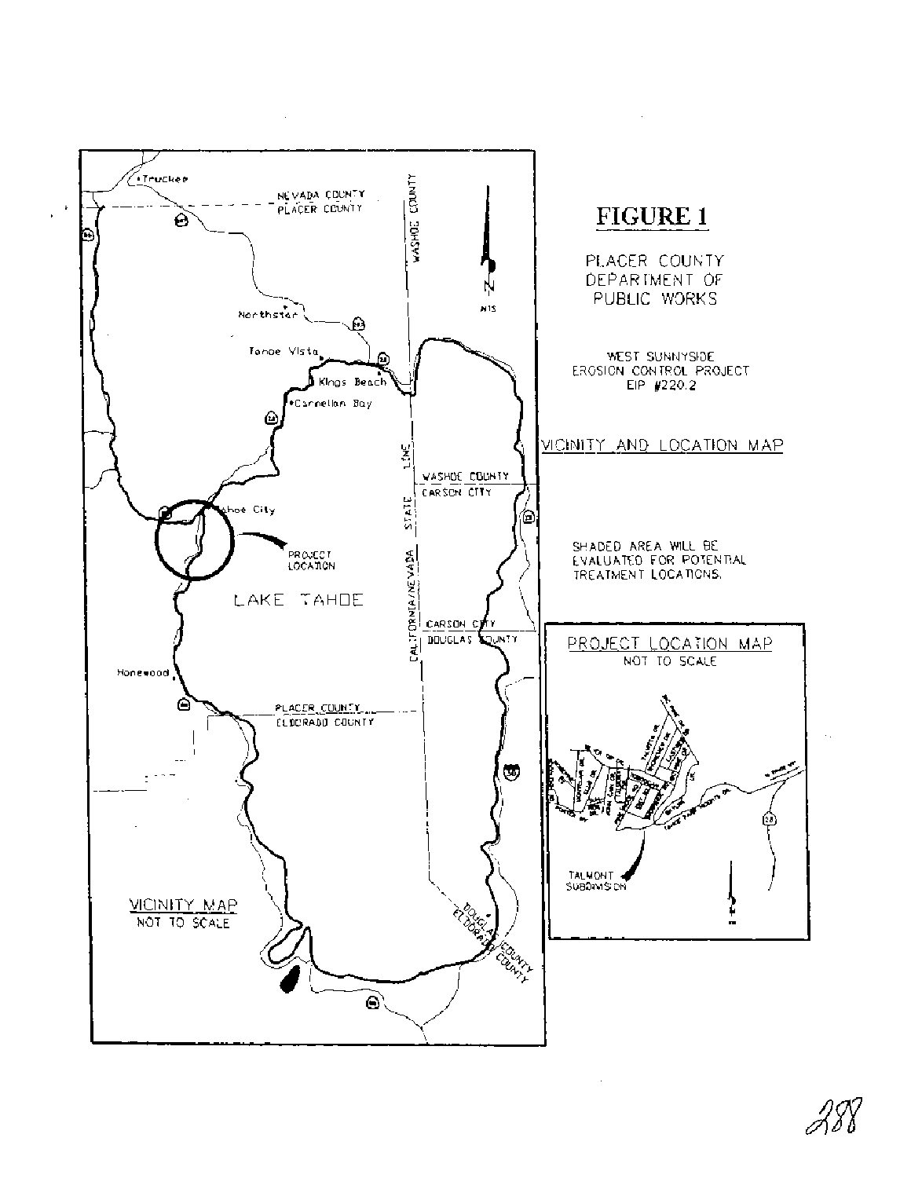# FIGURE 1

PLACER COUNTY
DEPARTMENT OF
PUBLIC WORKS

WEST SUNNYSIDE
EROSION CONTROL PROJECT
EIP #220.2

VICINITY AND LOCATION MAP

SHADED AREA WILL BE
EVALUATED FOR POTENTIAL
TREATMENT LOCATIONS.

VICINITY MAP
NOT TO SCALE

PROJECT LOCATION MAP
NOT TO SCALE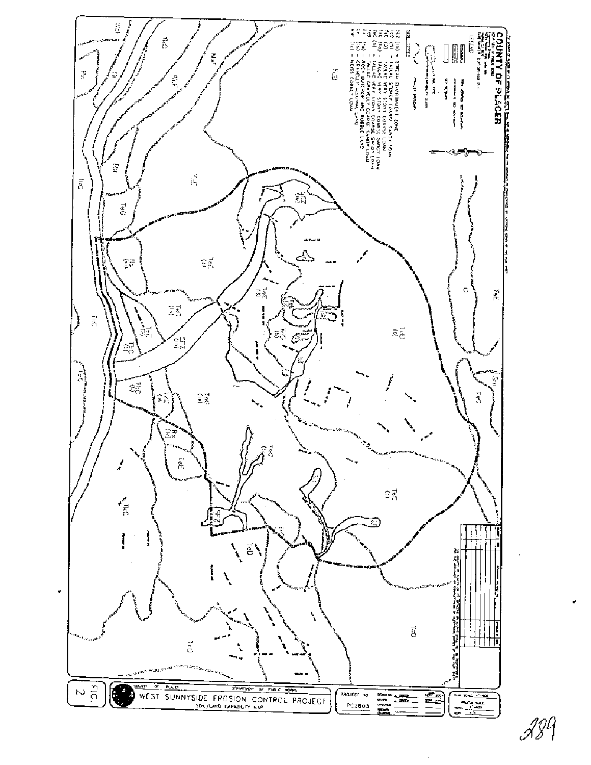# COUNTY OF PLACER

LEGEND

SOIL TYPES

- SEZ (1b) - STREAM ENVIRONMENT ZONE
- TeC (3) - TALLAC STONEY COARSE SANDY LOAM
- TeD (4) - TALLAC VERY STONY COARSE SANDY LOAM
- TeE (1a) - TALLAC VERY STONY COARSE SANDY LOAM
- TkC (5) - TALLAC VERY STONY COARSE SANDY LOAM
- TfC (3) - TALLAC GRAVELLY COARSE SANDY LOAM
- Rx (1c) - ROCK OUTCROP AND RUBBLE LAND
- Gr (5) - GRAVELLY ALLUVIAL LAND
- MkF (1c) - MEISS COBBLY LOAM

FIG. 2

WEST SUNNYSIDE EROSION CONTROL PROJECT

SOIL/LAND CAPABILITY MAP

COUNTY OF PLACER — DEPARTMENT OF PUBLIC WORKS

PROJECT NO. PC2803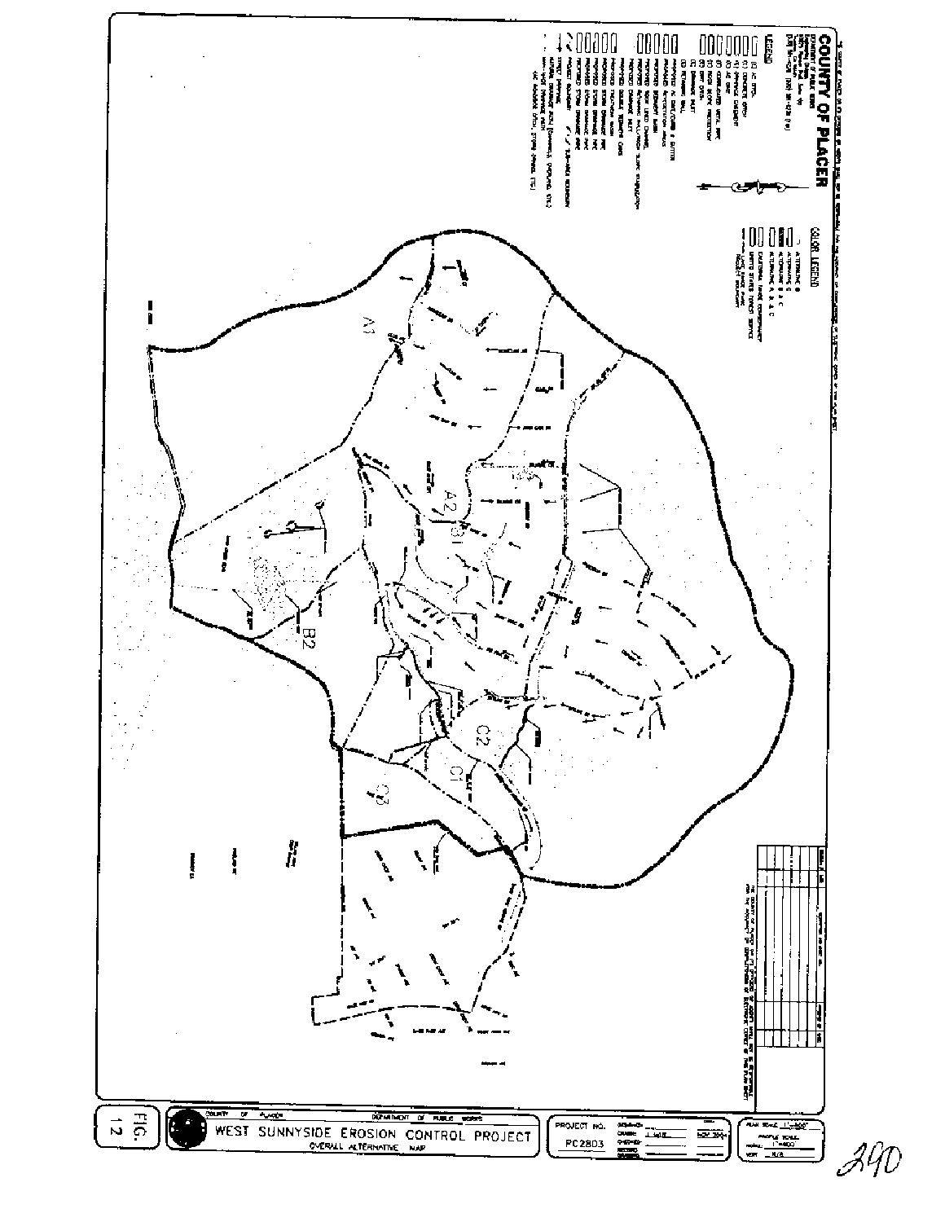# COUNTY OF PLACER

DEPARTMENT OF PUBLIC WORKS

## LEGEND

## COLOR LEGEND

- ALTERNATIVE B
- ALTERNATIVE C
- ALTERNATIVE B & C
- ALTERNATIVE A, B & C
- CALIFORNIA TAHOE CONSERVANCY
- UNITED STATES FOREST SERVICE
- PRIVATE PROPERTY

A1

A2

B1

B2

C1

C2

C3

COUNTY OF PLACER — DEPARTMENT OF PUBLIC WORKS

**WEST SUNNYSIDE EROSION CONTROL PROJECT**

OVERALL ALTERNATIVE MAP

PROJECT NO. PC2803

FIG. 12

290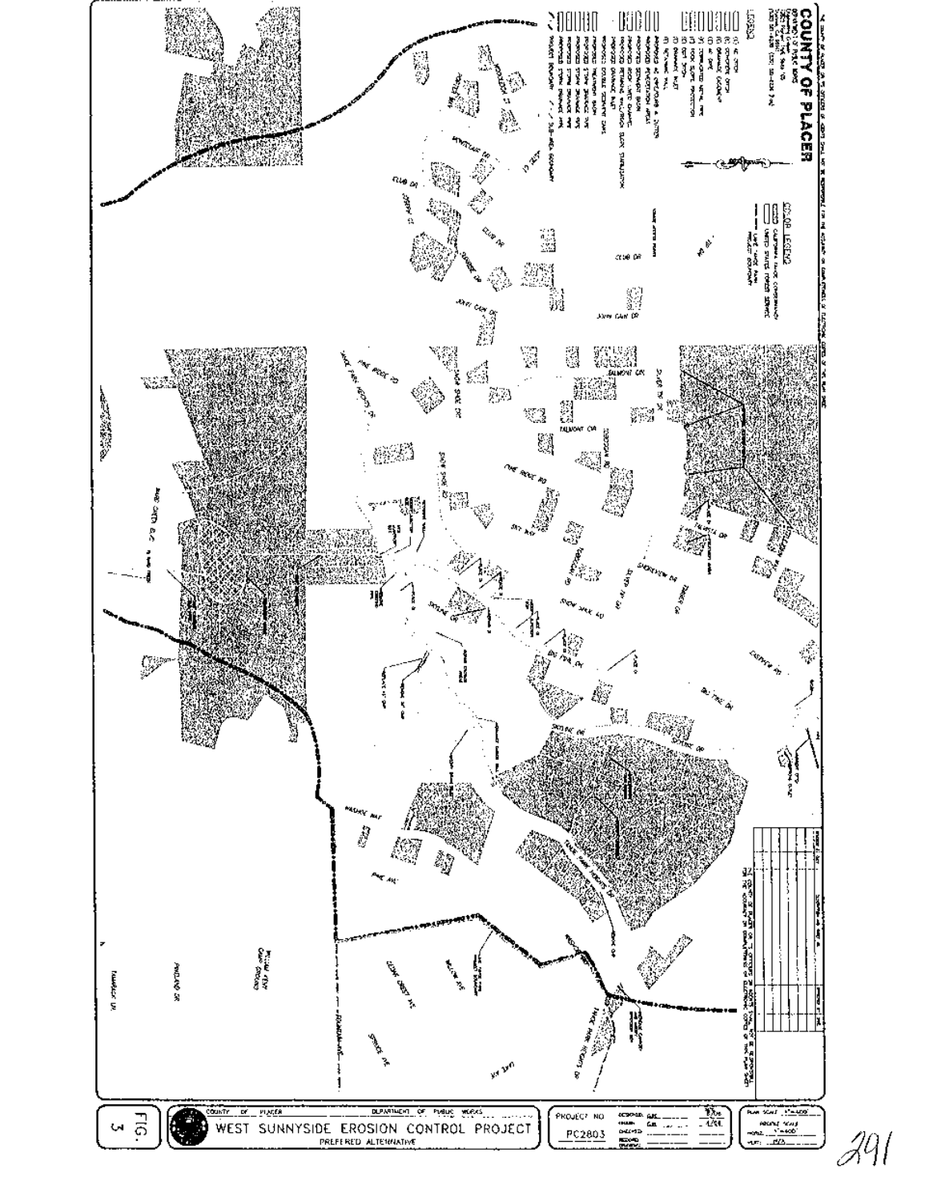# COUNTY OF PLACER

DEPARTMENT OF PUBLIC WORKS

WEST SUNNYSIDE EROSION CONTROL PROJECT

PREFERED ALTERNATIVE

PROJECT NO PC2803

FIG. 3